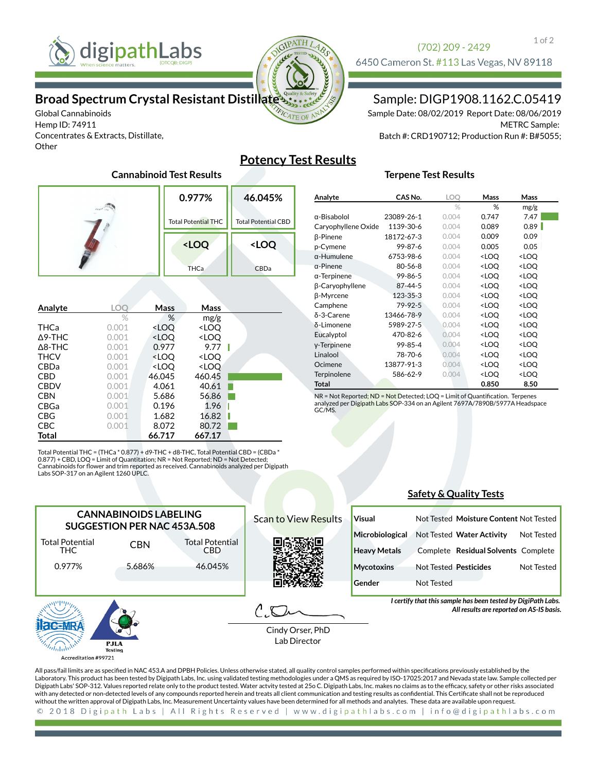digipathLabs
When science matters. (OTCQB: DIGP)

(702) 209 - 2429
6450 Cameron St. #113 Las Vegas, NV 89118

# Broad Spectrum Crystal Resistant Distillate

Global Cannabinoids
Hemp ID: 74911
Concentrates & Extracts, Distillate, Other

## Sample: DIGP1908.1162.C.05419

Sample Date: 08/02/2019 Report Date: 08/06/2019
METRC Sample:
Batch #: CRD190712; Production Run #: B#5055;

## Potency Test Results

### Cannabinoid Test Results

| 0.977% | 46.045% |
|---|---|
| Total Potential THC | Total Potential CBD |
| <LOQ | <LOQ |
| THCa | CBDa |

| Analyte | LOQ | Mass | Mass |
|---|---|---|---|
| | % | % | mg/g |
| THCa | 0.001 | <LOQ | <LOQ |
| Δ9-THC | 0.001 | <LOQ | <LOQ |
| Δ8-THC | 0.001 | 0.977 | 9.77 |
| THCV | 0.001 | <LOQ | <LOQ |
| CBDa | 0.001 | <LOQ | <LOQ |
| CBD | 0.001 | 46.045 | 460.45 |
| CBDV | 0.001 | 4.061 | 40.61 |
| CBN | 0.001 | 5.686 | 56.86 |
| CBGa | 0.001 | 0.196 | 1.96 |
| CBG | 0.001 | 1.682 | 16.82 |
| CBC | 0.001 | 8.072 | 80.72 |
| **Total** | | **66.717** | **667.17** |

Total Potential THC = (THCa * 0.877) + d9-THC + d8-THC, Total Potential CBD = (CBDa * 0.877) + CBD, LOQ = Limit of Quantitation; NR = Not Reported; ND = Not Detected; Cannabinoids for flower and trim reported as received. Cannabinoids analyzed per Digipath Labs SOP-317 on an Agilent 1260 UPLC.

### Terpene Test Results

| Analyte | CAS No. | LOQ | Mass | Mass |
|---|---|---|---|---|
| | | % | % | mg/g |
| α-Bisabolol | 23089-26-1 | 0.004 | 0.747 | 7.47 |
| Caryophyllene Oxide | 1139-30-6 | 0.004 | 0.089 | 0.89 |
| β-Pinene | 18172-67-3 | 0.004 | 0.009 | 0.09 |
| p-Cymene | 99-87-6 | 0.004 | 0.005 | 0.05 |
| α-Humulene | 6753-98-6 | 0.004 | <LOQ | <LOQ |
| α-Pinene | 80-56-8 | 0.004 | <LOQ | <LOQ |
| α-Terpinene | 99-86-5 | 0.004 | <LOQ | <LOQ |
| β-Caryophyllene | 87-44-5 | 0.004 | <LOQ | <LOQ |
| β-Myrcene | 123-35-3 | 0.004 | <LOQ | <LOQ |
| Camphene | 79-92-5 | 0.004 | <LOQ | <LOQ |
| δ-3-Carene | 13466-78-9 | 0.004 | <LOQ | <LOQ |
| δ-Limonene | 5989-27-5 | 0.004 | <LOQ | <LOQ |
| Eucalyptol | 470-82-6 | 0.004 | <LOQ | <LOQ |
| γ-Terpinene | 99-85-4 | 0.004 | <LOQ | <LOQ |
| Linalool | 78-70-6 | 0.004 | <LOQ | <LOQ |
| Ocimene | 13877-91-3 | 0.004 | <LOQ | <LOQ |
| Terpinolene | 586-62-9 | 0.004 | <LOQ | <LOQ |
| **Total** | | | **0.850** | **8.50** |

NR = Not Reported; ND = Not Detected; LOQ = Limit of Quantification. Terpenes analyzed per Digipath Labs SOP-334 on an Agilent 7697A/7890B/5977A Headspace GC/MS.

### CANNABINOIDS LABELING SUGGESTION PER NAC 453A.508

| Total Potential THC | CBN | Total Potential CBD |
|---|---|---|
| 0.977% | 5.686% | 46.045% |

Scan to View Results

## Safety & Quality Tests

| Test | Result | Test | Result |
|---|---|---|---|
| Visual | Not Tested | Moisture Content | Not Tested |
| Microbiological | Not Tested | Water Activity | Not Tested |
| Heavy Metals | Complete | Residual Solvents | Complete |
| Mycotoxins | Not Tested | Pesticides | Not Tested |
| Gender | Not Tested | | |

*I certify that this sample has been tested by DigiPath Labs.*
*All results are reported on AS-IS basis.*

Cindy Orser, PhD
Lab Director

ilac-MRA PJLA Testing
Accreditation #99721

All pass/fail limits are as specified in NAC 453.A and DPBH Policies. Unless otherwise stated, all quality control samples performed within specifications previously established by the Laboratory. This product has been tested by Digipath Labs, Inc. using validated testing methodologies under a QMS as required by ISO-17025:2017 and Nevada state law. Sample collected per Digipath Labs' SOP-312. Values reported relate only to the product tested. Water actvity tested at 25o C. Digipath Labs, Inc. makes no claims as to the efficacy, safety or other risks associated with any detected or non-detected levels of any compounds reported herein and treats all client communication and testing results as confidential. This Certificate shall not be reproduced without the written approval of Digipath Labs, Inc. Measurement Uncertainty values have been determined for all methods and analyses. These data are available upon request.

© 2018 Digipath Labs | All Rights Reserved | www.digipathlabs.com | info@digipathlabs.com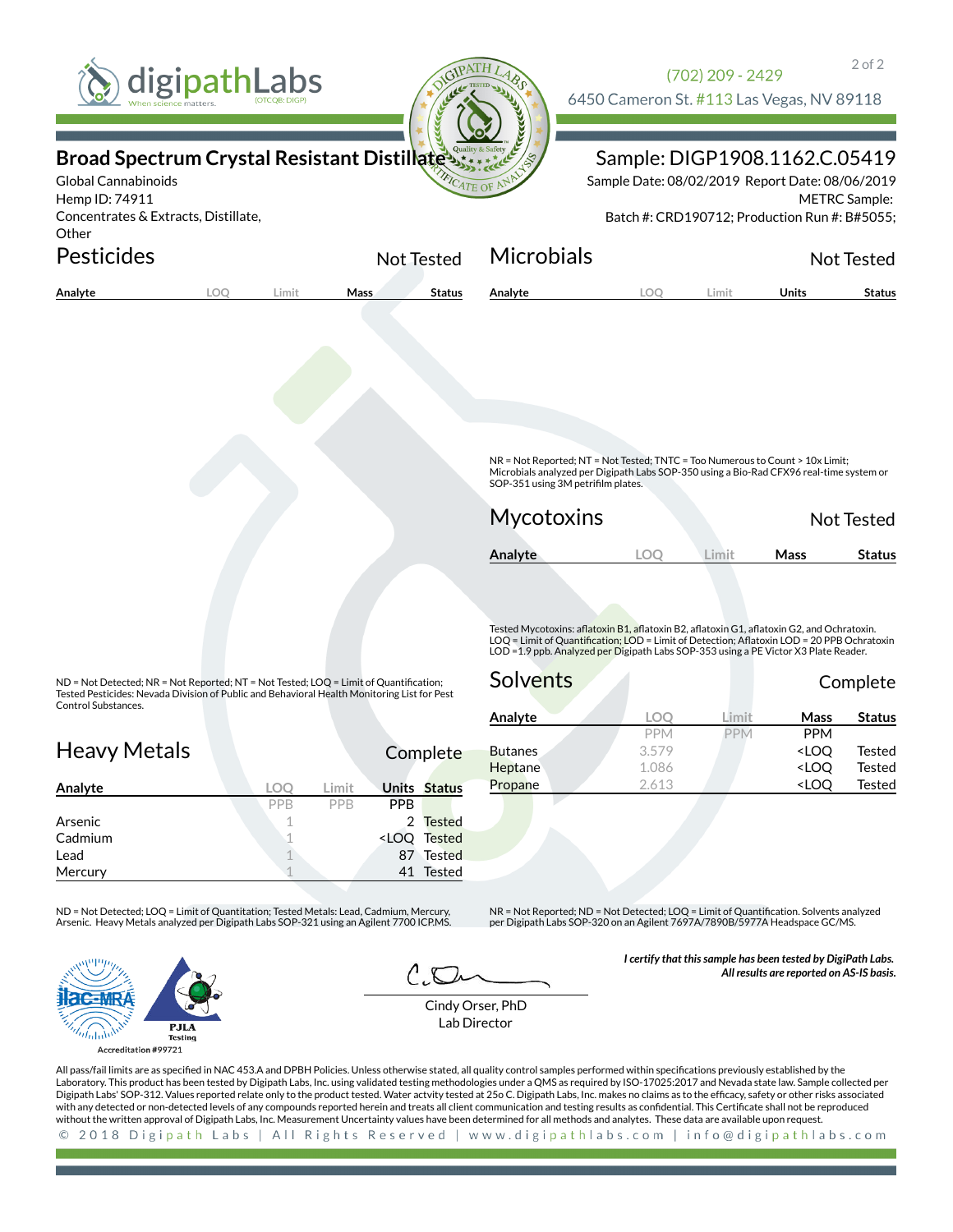digipathLabs
When science matters. (OTCQB: DIGP)

(702) 209 - 2429
6450 Cameron St. #113 Las Vegas, NV 89118

# Broad Spectrum Crystal Resistant Distillate

Global Cannabinoids
Hemp ID: 74911
Concentrates & Extracts, Distillate, Other

## Sample: DIGP1908.1162.C.05419

Sample Date: 08/02/2019 Report Date: 08/06/2019
METRC Sample:
Batch #: CRD190712; Production Run #: B#5055;

## Pesticides — Not Tested

| Analyte | LOQ | Limit | Mass | Status |
|---|---|---|---|---|

ND = Not Detected; NR = Not Reported; NT = Not Tested; LOQ = Limit of Quantification; Tested Pesticides: Nevada Division of Public and Behavioral Health Monitoring List for Pest Control Substances.

## Microbials — Not Tested

| Analyte | LOQ | Limit | Units | Status |
|---|---|---|---|---|

NR = Not Reported; NT = Not Tested; TNTC = Too Numerous to Count > 10x Limit; Microbials analyzed per Digipath Labs SOP-350 using a Bio-Rad CFX96 real-time system or SOP-351 using 3M petrifilm plates.

## Mycotoxins — Not Tested

| Analyte | LOQ | Limit | Mass | Status |
|---|---|---|---|---|

Tested Mycotoxins: aflatoxin B1, aflatoxin B2, aflatoxin G1, aflatoxin G2, and Ochratoxin. LOQ = Limit of Quantification; LOD = Limit of Detection; Aflatoxin LOD = 20 PPB Ochratoxin LOD =1.9 ppb. Analyzed per Digipath Labs SOP-353 using a PE Victor X3 Plate Reader.

## Heavy Metals — Complete

| Analyte | LOQ | Limit | Units | Status |
|---|---|---|---|---|
| | PPB | PPB | PPB | |
| Arsenic | 1 | | 2 | Tested |
| Cadmium | 1 | | <LOQ | Tested |
| Lead | 1 | | 87 | Tested |
| Mercury | 1 | | 41 | Tested |

ND = Not Detected; LOQ = Limit of Quantitation; Tested Metals: Lead, Cadmium, Mercury, Arsenic. Heavy Metals analyzed per Digipath Labs SOP-321 using an Agilent 7700 ICP.MS.

## Solvents — Complete

| Analyte | LOQ | Limit | Mass | Status |
|---|---|---|---|---|
| | PPM | PPM | PPM | |
| Butanes | 3.579 | | <LOQ | Tested |
| Heptane | 1.086 | | <LOQ | Tested |
| Propane | 2.613 | | <LOQ | Tested |

NR = Not Reported; ND = Not Detected; LOQ = Limit of Quantification. Solvents analyzed per Digipath Labs SOP-320 on an Agilent 7697A/7890B/5977A Headspace GC/MS.

Accreditation #99721

Cindy Orser, PhD
Lab Director

*I certify that this sample has been tested by DigiPath Labs. All results are reported on AS-IS basis.*

All pass/fail limits are as specified in NAC 453.A and DPBH Policies. Unless otherwise stated, all quality control samples performed within specifications previously established by the Laboratory. This product has been tested by Digipath Labs, Inc. using validated testing methodologies under a QMS as required by ISO-17025:2017 and Nevada state law. Sample collected per Digipath Labs' SOP-312. Values reported relate only to the product tested. Water actvity tested at 25o C. Digipath Labs, Inc. makes no claims as to the efficacy, safety or other risks associated with any detected or non-detected levels of any compounds reported herein and treats all client communication and testing results as confidential. This Certificate shall not be reproduced without the written approval of Digipath Labs, Inc. Measurement Uncertainty values have been determined for all methods and analytes. These data are available upon request.

© 2018 Digipath Labs | All Rights Reserved | www.digipathlabs.com | info@digipathlabs.com